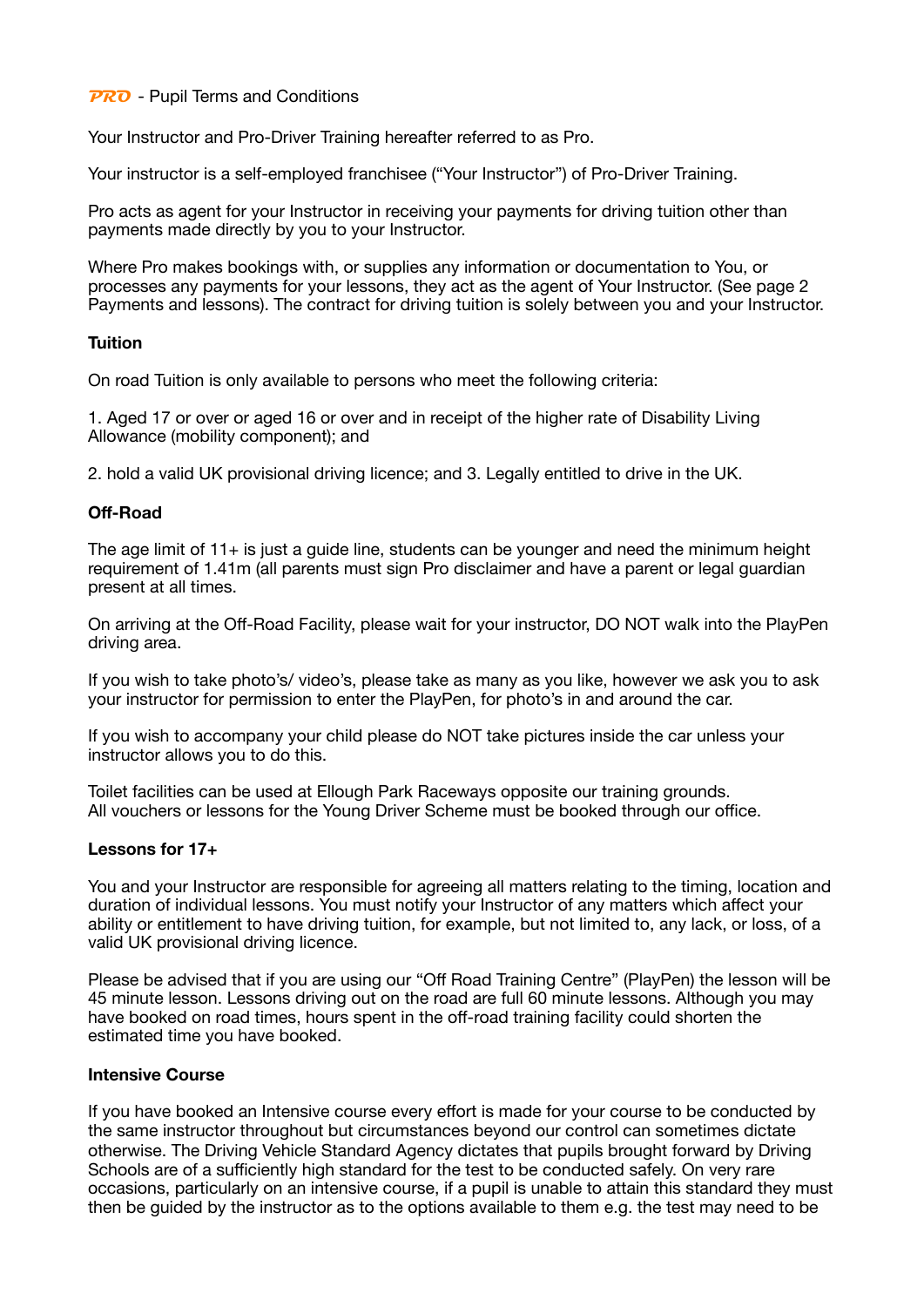**PRO** - Pupil Terms and Conditions

Your Instructor and Pro-Driver Training hereafter referred to as Pro.

Your instructor is a self-employed franchisee ("Your Instructor") of Pro-Driver Training.

Pro acts as agent for your Instructor in receiving your payments for driving tuition other than payments made directly by you to your Instructor.

Where Pro makes bookings with, or supplies any information or documentation to You, or processes any payments for your lessons, they act as the agent of Your Instructor. (See page 2 Payments and lessons). The contract for driving tuition is solely between you and your Instructor.

**Tuition**

On road Tuition is only available to persons who meet the following criteria:

1. Aged 17 or over or aged 16 or over and in receipt of the higher rate of Disability Living Allowance (mobility component); and

2. hold a valid UK provisional driving licence; and 3. Legally entitled to drive in the UK.

**Off-Road**

The age limit of 11+ is just a guide line, students can be younger and need the minimum height requirement of 1.41m (all parents must sign Pro disclaimer and have a parent or legal guardian present at all times.

On arriving at the Off-Road Facility, please wait for your instructor, DO NOT walk into the PlayPen driving area.

If you wish to take photo's/ video's, please take as many as you like, however we ask you to ask your instructor for permission to enter the PlayPen, for photo's in and around the car.

If you wish to accompany your child please do NOT take pictures inside the car unless your instructor allows you to do this.

Toilet facilities can be used at Ellough Park Raceways opposite our training grounds.
All vouchers or lessons for the Young Driver Scheme must be booked through our office.

**Lessons for 17+**

You and your Instructor are responsible for agreeing all matters relating to the timing, location and duration of individual lessons. You must notify your Instructor of any matters which affect your ability or entitlement to have driving tuition, for example, but not limited to, any lack, or loss, of a valid UK provisional driving licence.

Please be advised that if you are using our "Off Road Training Centre" (PlayPen) the lesson will be 45 minute lesson. Lessons driving out on the road are full 60 minute lessons. Although you may have booked on road times, hours spent in the off-road training facility could shorten the estimated time you have booked.

**Intensive Course**

If you have booked an Intensive course every effort is made for your course to be conducted by the same instructor throughout but circumstances beyond our control can sometimes dictate otherwise. The Driving Vehicle Standard Agency dictates that pupils brought forward by Driving Schools are of a sufficiently high standard for the test to be conducted safely. On very rare occasions, particularly on an intensive course, if a pupil is unable to attain this standard they must then be guided by the instructor as to the options available to them e.g. the test may need to be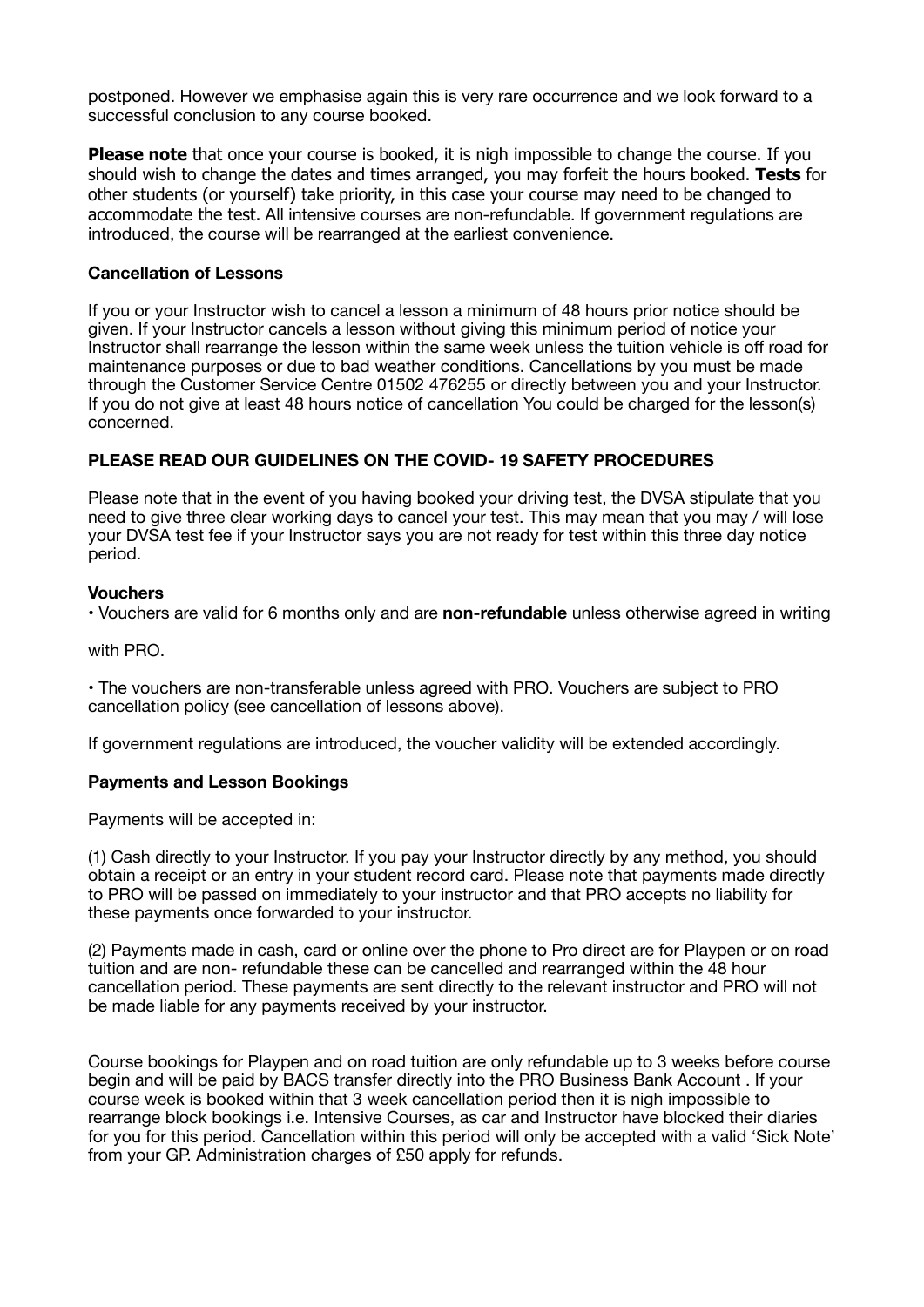postponed. However we emphasise again this is very rare occurrence and we look forward to a successful conclusion to any course booked.

**Please note** that once your course is booked, it is nigh impossible to change the course. If you should wish to change the dates and times arranged, you may forfeit the hours booked. **Tests** for other students (or yourself) take priority, in this case your course may need to be changed to accommodate the test. All intensive courses are non-refundable. If government regulations are introduced, the course will be rearranged at the earliest convenience.

**Cancellation of Lessons**

If you or your Instructor wish to cancel a lesson a minimum of 48 hours prior notice should be given. If your Instructor cancels a lesson without giving this minimum period of notice your Instructor shall rearrange the lesson within the same week unless the tuition vehicle is off road for maintenance purposes or due to bad weather conditions. Cancellations by you must be made through the Customer Service Centre 01502 476255 or directly between you and your Instructor. If you do not give at least 48 hours notice of cancellation You could be charged for the lesson(s) concerned.

**PLEASE READ OUR GUIDELINES ON THE COVID- 19 SAFETY PROCEDURES**

Please note that in the event of you having booked your driving test, the DVSA stipulate that you need to give three clear working days to cancel your test. This may mean that you may / will lose your DVSA test fee if your Instructor says you are not ready for test within this three day notice period.

**Vouchers**

• Vouchers are valid for 6 months only and are **non-refundable** unless otherwise agreed in writing

with PRO.

• The vouchers are non-transferable unless agreed with PRO. Vouchers are subject to PRO cancellation policy (see cancellation of lessons above).

If government regulations are introduced, the voucher validity will be extended accordingly.

**Payments and Lesson Bookings**

Payments will be accepted in:

(1) Cash directly to your Instructor. If you pay your Instructor directly by any method, you should obtain a receipt or an entry in your student record card. Please note that payments made directly to PRO will be passed on immediately to your instructor and that PRO accepts no liability for these payments once forwarded to your instructor.

(2) Payments made in cash, card or online over the phone to Pro direct are for Playpen or on road tuition and are non- refundable these can be cancelled and rearranged within the 48 hour cancellation period. These payments are sent directly to the relevant instructor and PRO will not be made liable for any payments received by your instructor.

Course bookings for Playpen and on road tuition are only refundable up to 3 weeks before course begin and will be paid by BACS transfer directly into the PRO Business Bank Account . If your course week is booked within that 3 week cancellation period then it is nigh impossible to rearrange block bookings i.e. Intensive Courses, as car and Instructor have blocked their diaries for you for this period. Cancellation within this period will only be accepted with a valid 'Sick Note' from your GP. Administration charges of £50 apply for refunds.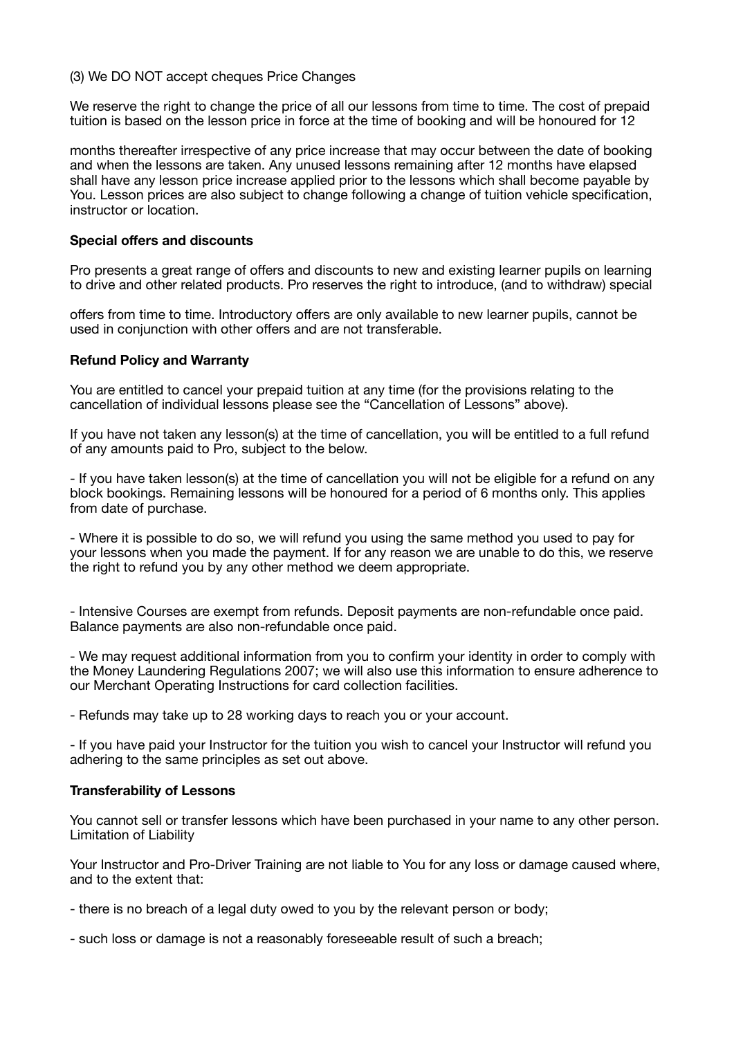(3) We DO NOT accept cheques Price Changes

We reserve the right to change the price of all our lessons from time to time. The cost of prepaid tuition is based on the lesson price in force at the time of booking and will be honoured for 12

months thereafter irrespective of any price increase that may occur between the date of booking and when the lessons are taken. Any unused lessons remaining after 12 months have elapsed shall have any lesson price increase applied prior to the lessons which shall become payable by You. Lesson prices are also subject to change following a change of tuition vehicle specification, instructor or location.

**Special offers and discounts**

Pro presents a great range of offers and discounts to new and existing learner pupils on learning to drive and other related products. Pro reserves the right to introduce, (and to withdraw) special

offers from time to time. Introductory offers are only available to new learner pupils, cannot be used in conjunction with other offers and are not transferable.

**Refund Policy and Warranty**

You are entitled to cancel your prepaid tuition at any time (for the provisions relating to the cancellation of individual lessons please see the "Cancellation of Lessons" above).

If you have not taken any lesson(s) at the time of cancellation, you will be entitled to a full refund of any amounts paid to Pro, subject to the below.

- If you have taken lesson(s) at the time of cancellation you will not be eligible for a refund on any block bookings. Remaining lessons will be honoured for a period of 6 months only. This applies from date of purchase.

- Where it is possible to do so, we will refund you using the same method you used to pay for your lessons when you made the payment. If for any reason we are unable to do this, we reserve the right to refund you by any other method we deem appropriate.

- Intensive Courses are exempt from refunds. Deposit payments are non-refundable once paid. Balance payments are also non-refundable once paid.

- We may request additional information from you to confirm your identity in order to comply with the Money Laundering Regulations 2007; we will also use this information to ensure adherence to our Merchant Operating Instructions for card collection facilities.

- Refunds may take up to 28 working days to reach you or your account.

- If you have paid your Instructor for the tuition you wish to cancel your Instructor will refund you adhering to the same principles as set out above.

**Transferability of Lessons**

You cannot sell or transfer lessons which have been purchased in your name to any other person. Limitation of Liability

Your Instructor and Pro-Driver Training are not liable to You for any loss or damage caused where, and to the extent that:

- there is no breach of a legal duty owed to you by the relevant person or body;

- such loss or damage is not a reasonably foreseeable result of such a breach;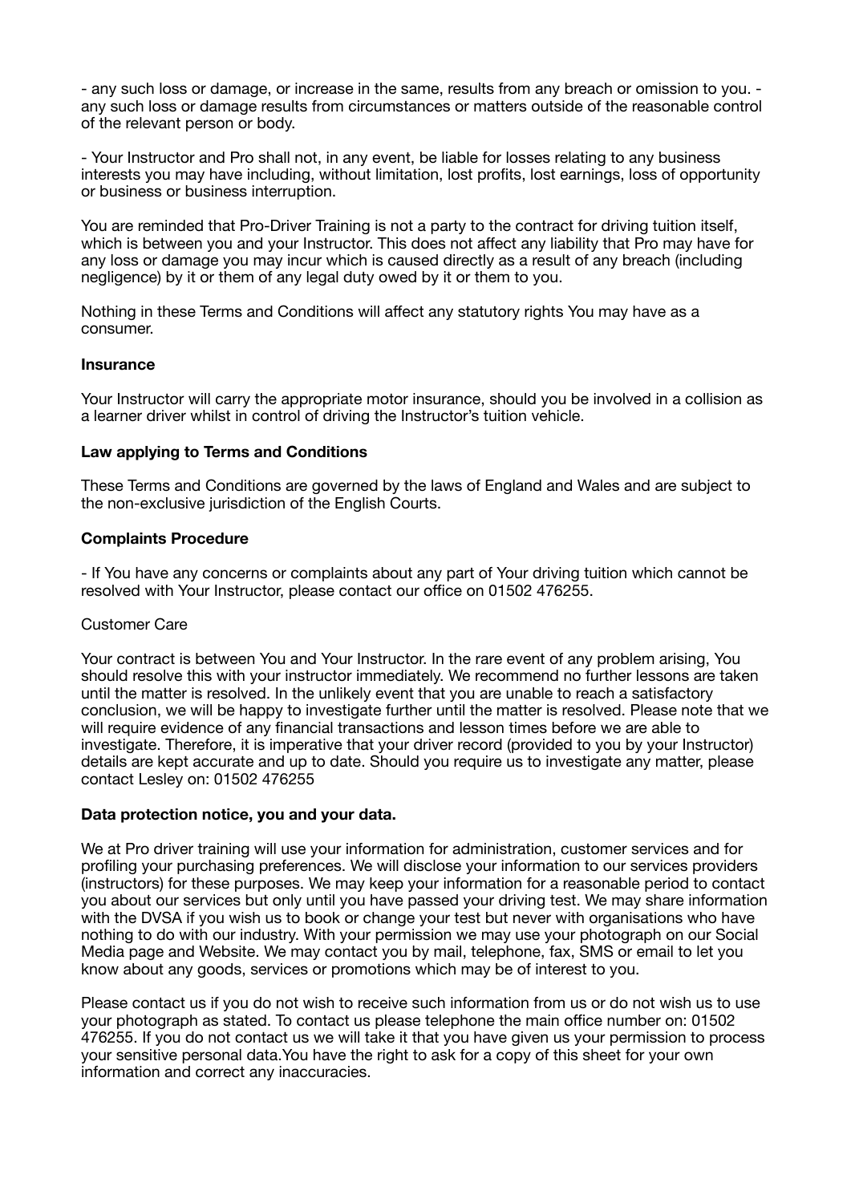- any such loss or damage, or increase in the same, results from any breach or omission to you. - any such loss or damage results from circumstances or matters outside of the reasonable control of the relevant person or body.

- Your Instructor and Pro shall not, in any event, be liable for losses relating to any business interests you may have including, without limitation, lost profits, lost earnings, loss of opportunity or business or business interruption.

You are reminded that Pro-Driver Training is not a party to the contract for driving tuition itself, which is between you and your Instructor. This does not affect any liability that Pro may have for any loss or damage you may incur which is caused directly as a result of any breach (including negligence) by it or them of any legal duty owed by it or them to you.

Nothing in these Terms and Conditions will affect any statutory rights You may have as a consumer.

**Insurance**

Your Instructor will carry the appropriate motor insurance, should you be involved in a collision as a learner driver whilst in control of driving the Instructor's tuition vehicle.

**Law applying to Terms and Conditions**

These Terms and Conditions are governed by the laws of England and Wales and are subject to the non-exclusive jurisdiction of the English Courts.

**Complaints Procedure**

- If You have any concerns or complaints about any part of Your driving tuition which cannot be resolved with Your Instructor, please contact our office on 01502 476255.

Customer Care

Your contract is between You and Your Instructor. In the rare event of any problem arising, You should resolve this with your instructor immediately. We recommend no further lessons are taken until the matter is resolved. In the unlikely event that you are unable to reach a satisfactory conclusion, we will be happy to investigate further until the matter is resolved. Please note that we will require evidence of any financial transactions and lesson times before we are able to investigate. Therefore, it is imperative that your driver record (provided to you by your Instructor) details are kept accurate and up to date. Should you require us to investigate any matter, please contact Lesley on: 01502 476255

**Data protection notice, you and your data.**

We at Pro driver training will use your information for administration, customer services and for profiling your purchasing preferences. We will disclose your information to our services providers (instructors) for these purposes. We may keep your information for a reasonable period to contact you about our services but only until you have passed your driving test. We may share information with the DVSA if you wish us to book or change your test but never with organisations who have nothing to do with our industry. With your permission we may use your photograph on our Social Media page and Website. We may contact you by mail, telephone, fax, SMS or email to let you know about any goods, services or promotions which may be of interest to you.

Please contact us if you do not wish to receive such information from us or do not wish us to use your photograph as stated. To contact us please telephone the main office number on: 01502 476255. If you do not contact us we will take it that you have given us your permission to process your sensitive personal data.You have the right to ask for a copy of this sheet for your own information and correct any inaccuracies.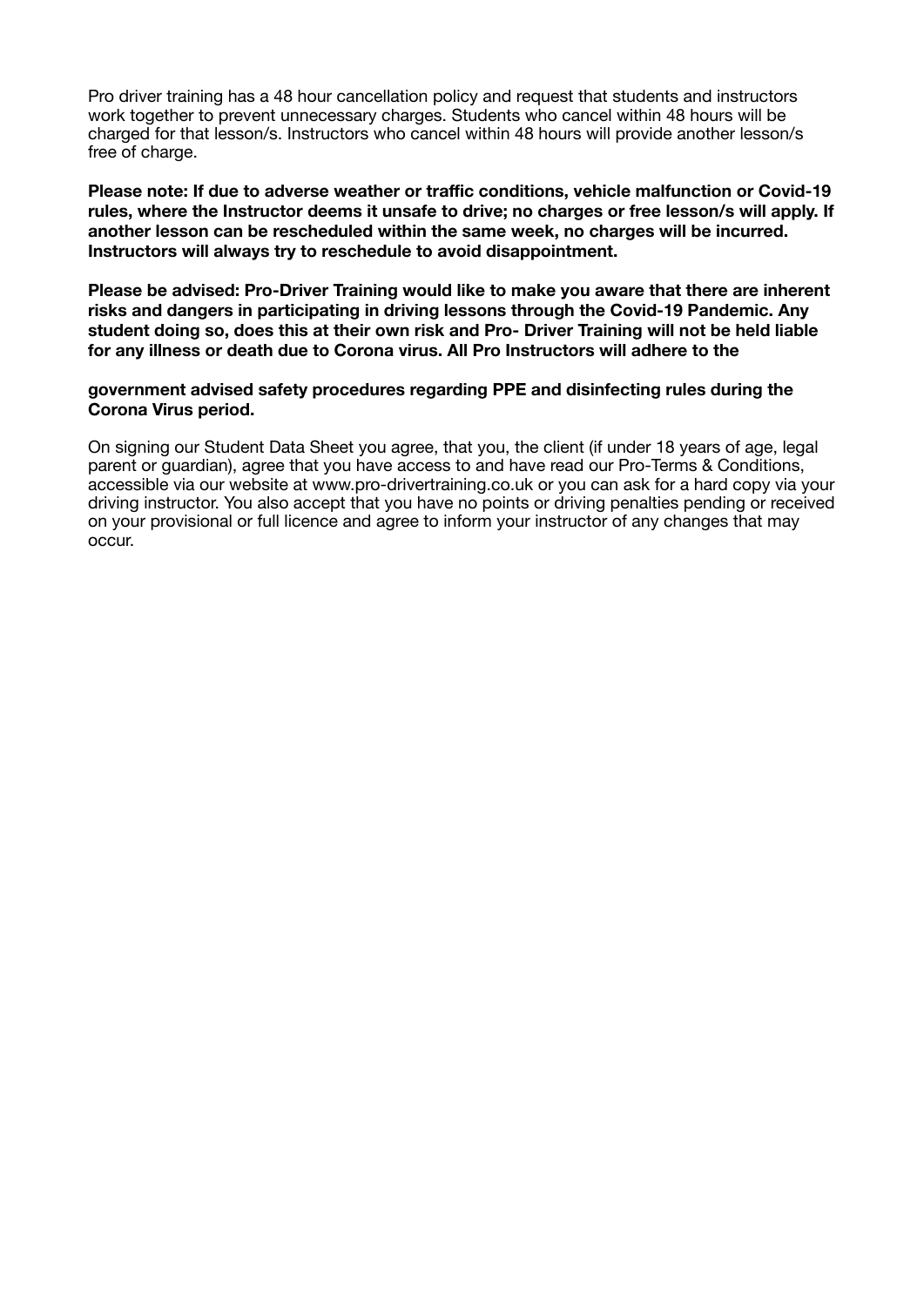Pro driver training has a 48 hour cancellation policy and request that students and instructors work together to prevent unnecessary charges. Students who cancel within 48 hours will be charged for that lesson/s. Instructors who cancel within 48 hours will provide another lesson/s free of charge.

**Please note: If due to adverse weather or traffic conditions, vehicle malfunction or Covid-19 rules, where the Instructor deems it unsafe to drive; no charges or free lesson/s will apply. If another lesson can be rescheduled within the same week, no charges will be incurred. Instructors will always try to reschedule to avoid disappointment.**

**Please be advised: Pro-Driver Training would like to make you aware that there are inherent risks and dangers in participating in driving lessons through the Covid-19 Pandemic. Any student doing so, does this at their own risk and Pro- Driver Training will not be held liable for any illness or death due to Corona virus. All Pro Instructors will adhere to the**

**government advised safety procedures regarding PPE and disinfecting rules during the Corona Virus period.**

On signing our Student Data Sheet you agree, that you, the client (if under 18 years of age, legal parent or guardian), agree that you have access to and have read our Pro-Terms & Conditions, accessible via our website at www.pro-drivertraining.co.uk or you can ask for a hard copy via your driving instructor. You also accept that you have no points or driving penalties pending or received on your provisional or full licence and agree to inform your instructor of any changes that may occur.